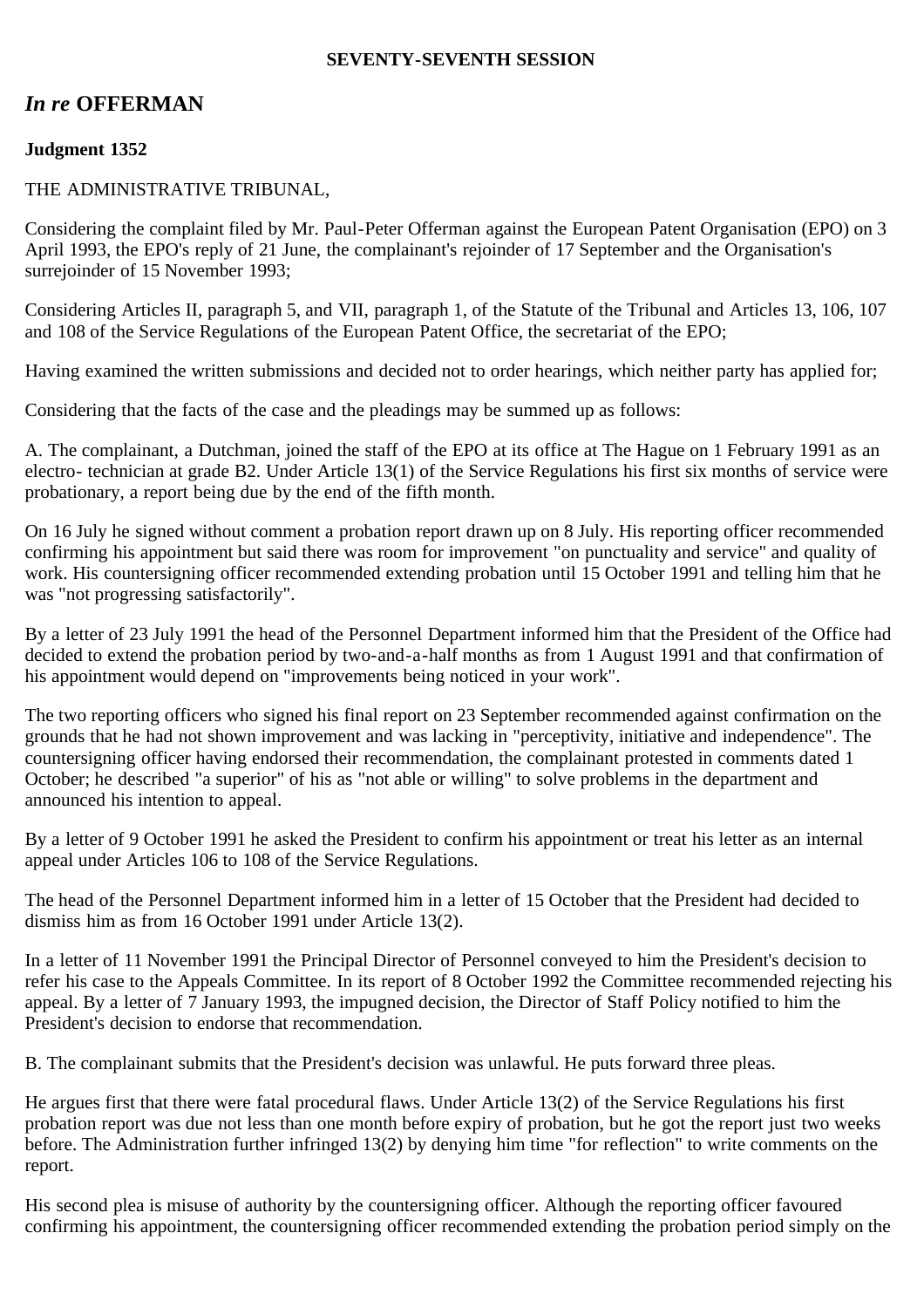**SEVENTY-SEVENTH SESSION**

## *In re* OFFERMAN

**Judgment 1352**

THE ADMINISTRATIVE TRIBUNAL,

Considering the complaint filed by Mr. Paul-Peter Offerman against the European Patent Organisation (EPO) on 3 April 1993, the EPO's reply of 21 June, the complainant's rejoinder of 17 September and the Organisation's surrejoinder of 15 November 1993;

Considering Articles II, paragraph 5, and VII, paragraph 1, of the Statute of the Tribunal and Articles 13, 106, 107 and 108 of the Service Regulations of the European Patent Office, the secretariat of the EPO;

Having examined the written submissions and decided not to order hearings, which neither party has applied for;

Considering that the facts of the case and the pleadings may be summed up as follows:

A. The complainant, a Dutchman, joined the staff of the EPO at its office at The Hague on 1 February 1991 as an electro- technician at grade B2. Under Article 13(1) of the Service Regulations his first six months of service were probationary, a report being due by the end of the fifth month.

On 16 July he signed without comment a probation report drawn up on 8 July. His reporting officer recommended confirming his appointment but said there was room for improvement "on punctuality and service" and quality of work. His countersigning officer recommended extending probation until 15 October 1991 and telling him that he was "not progressing satisfactorily".

By a letter of 23 July 1991 the head of the Personnel Department informed him that the President of the Office had decided to extend the probation period by two-and-a-half months as from 1 August 1991 and that confirmation of his appointment would depend on "improvements being noticed in your work".

The two reporting officers who signed his final report on 23 September recommended against confirmation on the grounds that he had not shown improvement and was lacking in "perceptivity, initiative and independence". The countersigning officer having endorsed their recommendation, the complainant protested in comments dated 1 October; he described "a superior" of his as "not able or willing" to solve problems in the department and announced his intention to appeal.

By a letter of 9 October 1991 he asked the President to confirm his appointment or treat his letter as an internal appeal under Articles 106 to 108 of the Service Regulations.

The head of the Personnel Department informed him in a letter of 15 October that the President had decided to dismiss him as from 16 October 1991 under Article 13(2).

In a letter of 11 November 1991 the Principal Director of Personnel conveyed to him the President's decision to refer his case to the Appeals Committee. In its report of 8 October 1992 the Committee recommended rejecting his appeal. By a letter of 7 January 1993, the impugned decision, the Director of Staff Policy notified to him the President's decision to endorse that recommendation.

B. The complainant submits that the President's decision was unlawful. He puts forward three pleas.

He argues first that there were fatal procedural flaws. Under Article 13(2) of the Service Regulations his first probation report was due not less than one month before expiry of probation, but he got the report just two weeks before. The Administration further infringed 13(2) by denying him time "for reflection" to write comments on the report.

His second plea is misuse of authority by the countersigning officer. Although the reporting officer favoured confirming his appointment, the countersigning officer recommended extending the probation period simply on the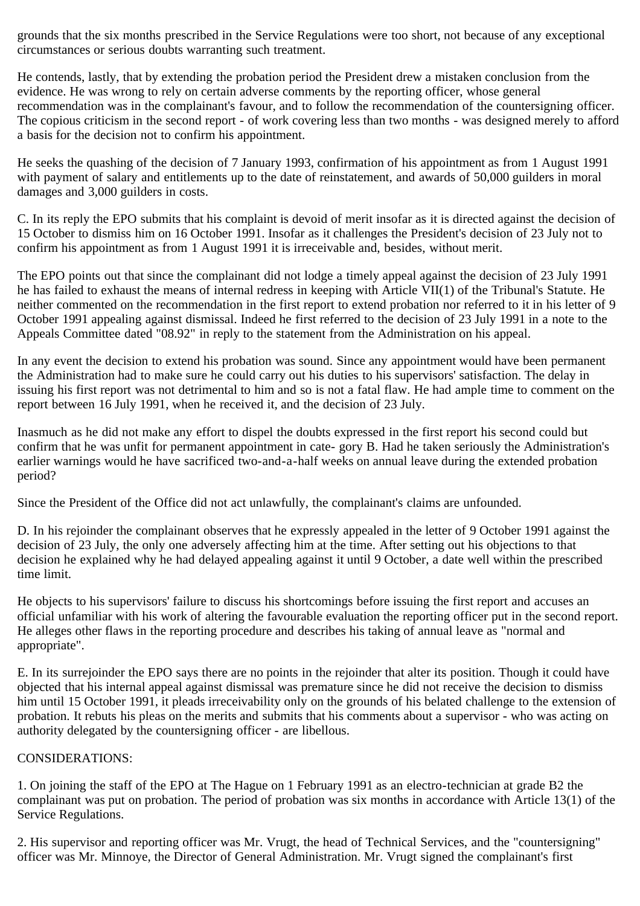grounds that the six months prescribed in the Service Regulations were too short, not because of any exceptional circumstances or serious doubts warranting such treatment.

He contends, lastly, that by extending the probation period the President drew a mistaken conclusion from the evidence. He was wrong to rely on certain adverse comments by the reporting officer, whose general recommendation was in the complainant's favour, and to follow the recommendation of the countersigning officer. The copious criticism in the second report - of work covering less than two months - was designed merely to afford a basis for the decision not to confirm his appointment.

He seeks the quashing of the decision of 7 January 1993, confirmation of his appointment as from 1 August 1991 with payment of salary and entitlements up to the date of reinstatement, and awards of 50,000 guilders in moral damages and 3,000 guilders in costs.

C. In its reply the EPO submits that his complaint is devoid of merit insofar as it is directed against the decision of 15 October to dismiss him on 16 October 1991. Insofar as it challenges the President's decision of 23 July not to confirm his appointment as from 1 August 1991 it is irreceivable and, besides, without merit.

The EPO points out that since the complainant did not lodge a timely appeal against the decision of 23 July 1991 he has failed to exhaust the means of internal redress in keeping with Article VII(1) of the Tribunal's Statute. He neither commented on the recommendation in the first report to extend probation nor referred to it in his letter of 9 October 1991 appealing against dismissal. Indeed he first referred to the decision of 23 July 1991 in a note to the Appeals Committee dated "08.92" in reply to the statement from the Administration on his appeal.

In any event the decision to extend his probation was sound. Since any appointment would have been permanent the Administration had to make sure he could carry out his duties to his supervisors' satisfaction. The delay in issuing his first report was not detrimental to him and so is not a fatal flaw. He had ample time to comment on the report between 16 July 1991, when he received it, and the decision of 23 July.

Inasmuch as he did not make any effort to dispel the doubts expressed in the first report his second could but confirm that he was unfit for permanent appointment in cate- gory B. Had he taken seriously the Administration's earlier warnings would he have sacrificed two-and-a-half weeks on annual leave during the extended probation period?

Since the President of the Office did not act unlawfully, the complainant's claims are unfounded.

D. In his rejoinder the complainant observes that he expressly appealed in the letter of 9 October 1991 against the decision of 23 July, the only one adversely affecting him at the time. After setting out his objections to that decision he explained why he had delayed appealing against it until 9 October, a date well within the prescribed time limit.

He objects to his supervisors' failure to discuss his shortcomings before issuing the first report and accuses an official unfamiliar with his work of altering the favourable evaluation the reporting officer put in the second report. He alleges other flaws in the reporting procedure and describes his taking of annual leave as "normal and appropriate".

E. In its surrejoinder the EPO says there are no points in the rejoinder that alter its position. Though it could have objected that his internal appeal against dismissal was premature since he did not receive the decision to dismiss him until 15 October 1991, it pleads irreceivability only on the grounds of his belated challenge to the extension of probation. It rebuts his pleas on the merits and submits that his comments about a supervisor - who was acting on authority delegated by the countersigning officer - are libellous.

CONSIDERATIONS:

1. On joining the staff of the EPO at The Hague on 1 February 1991 as an electro-technician at grade B2 the complainant was put on probation. The period of probation was six months in accordance with Article 13(1) of the Service Regulations.

2. His supervisor and reporting officer was Mr. Vrugt, the head of Technical Services, and the "countersigning" officer was Mr. Minnoye, the Director of General Administration. Mr. Vrugt signed the complainant's first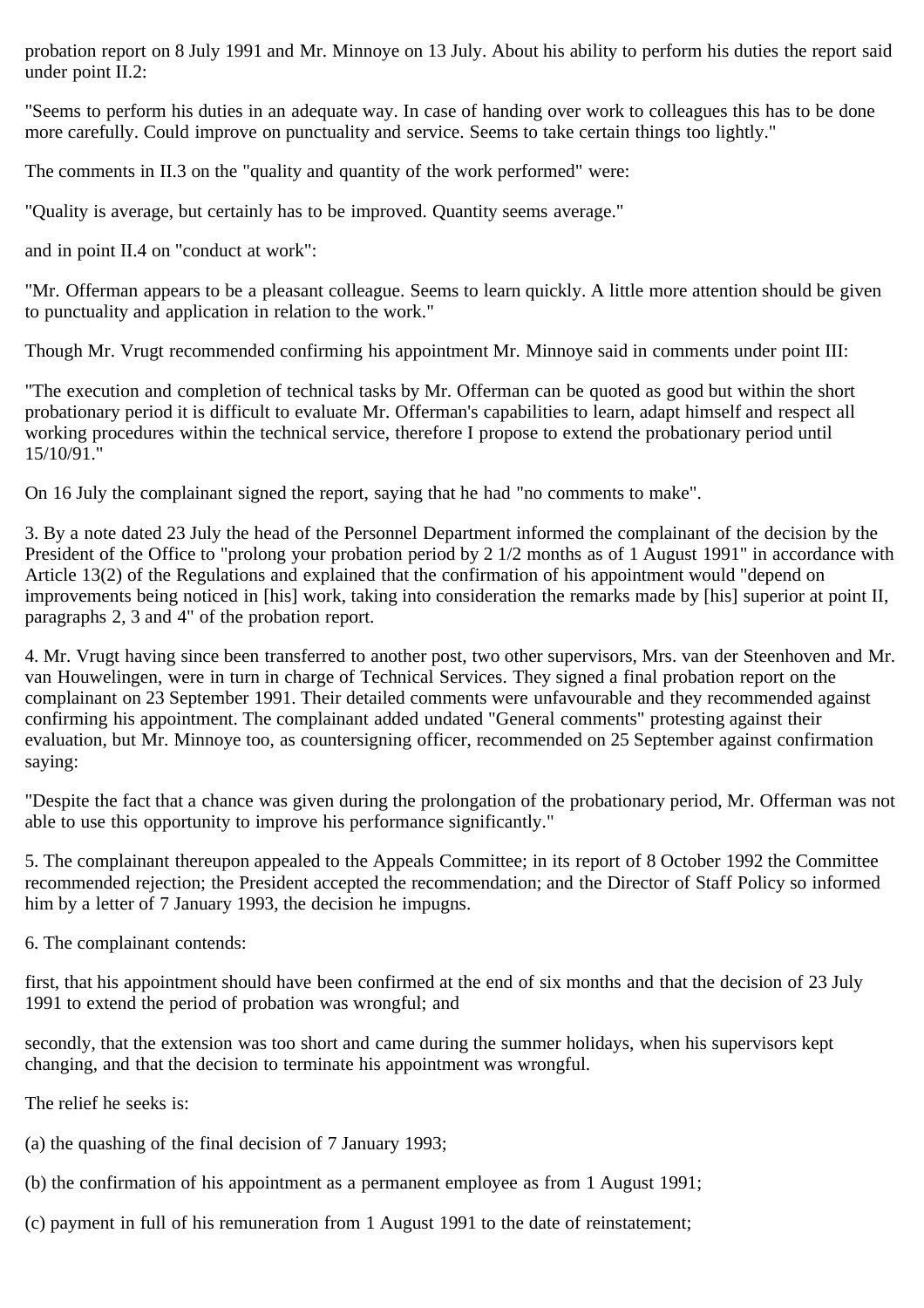probation report on 8 July 1991 and Mr. Minnoye on 13 July. About his ability to perform his duties the report said under point II.2:

"Seems to perform his duties in an adequate way. In case of handing over work to colleagues this has to be done more carefully. Could improve on punctuality and service. Seems to take certain things too lightly."

The comments in II.3 on the "quality and quantity of the work performed" were:

"Quality is average, but certainly has to be improved. Quantity seems average."

and in point II.4 on "conduct at work":

"Mr. Offerman appears to be a pleasant colleague. Seems to learn quickly. A little more attention should be given to punctuality and application in relation to the work."

Though Mr. Vrugt recommended confirming his appointment Mr. Minnoye said in comments under point III:

"The execution and completion of technical tasks by Mr. Offerman can be quoted as good but within the short probationary period it is difficult to evaluate Mr. Offerman's capabilities to learn, adapt himself and respect all working procedures within the technical service, therefore I propose to extend the probationary period until 15/10/91."

On 16 July the complainant signed the report, saying that he had "no comments to make".

3. By a note dated 23 July the head of the Personnel Department informed the complainant of the decision by the President of the Office to "prolong your probation period by 2 1/2 months as of 1 August 1991" in accordance with Article 13(2) of the Regulations and explained that the confirmation of his appointment would "depend on improvements being noticed in [his] work, taking into consideration the remarks made by [his] superior at point II, paragraphs 2, 3 and 4" of the probation report.

4. Mr. Vrugt having since been transferred to another post, two other supervisors, Mrs. van der Steenhoven and Mr. van Houwelingen, were in turn in charge of Technical Services. They signed a final probation report on the complainant on 23 September 1991. Their detailed comments were unfavourable and they recommended against confirming his appointment. The complainant added undated "General comments" protesting against their evaluation, but Mr. Minnoye too, as countersigning officer, recommended on 25 September against confirmation saying:

"Despite the fact that a chance was given during the prolongation of the probationary period, Mr. Offerman was not able to use this opportunity to improve his performance significantly."

5. The complainant thereupon appealed to the Appeals Committee; in its report of 8 October 1992 the Committee recommended rejection; the President accepted the recommendation; and the Director of Staff Policy so informed him by a letter of 7 January 1993, the decision he impugns.

6. The complainant contends:

first, that his appointment should have been confirmed at the end of six months and that the decision of 23 July 1991 to extend the period of probation was wrongful; and

secondly, that the extension was too short and came during the summer holidays, when his supervisors kept changing, and that the decision to terminate his appointment was wrongful.

The relief he seeks is:

(a) the quashing of the final decision of 7 January 1993;

(b) the confirmation of his appointment as a permanent employee as from 1 August 1991;

(c) payment in full of his remuneration from 1 August 1991 to the date of reinstatement;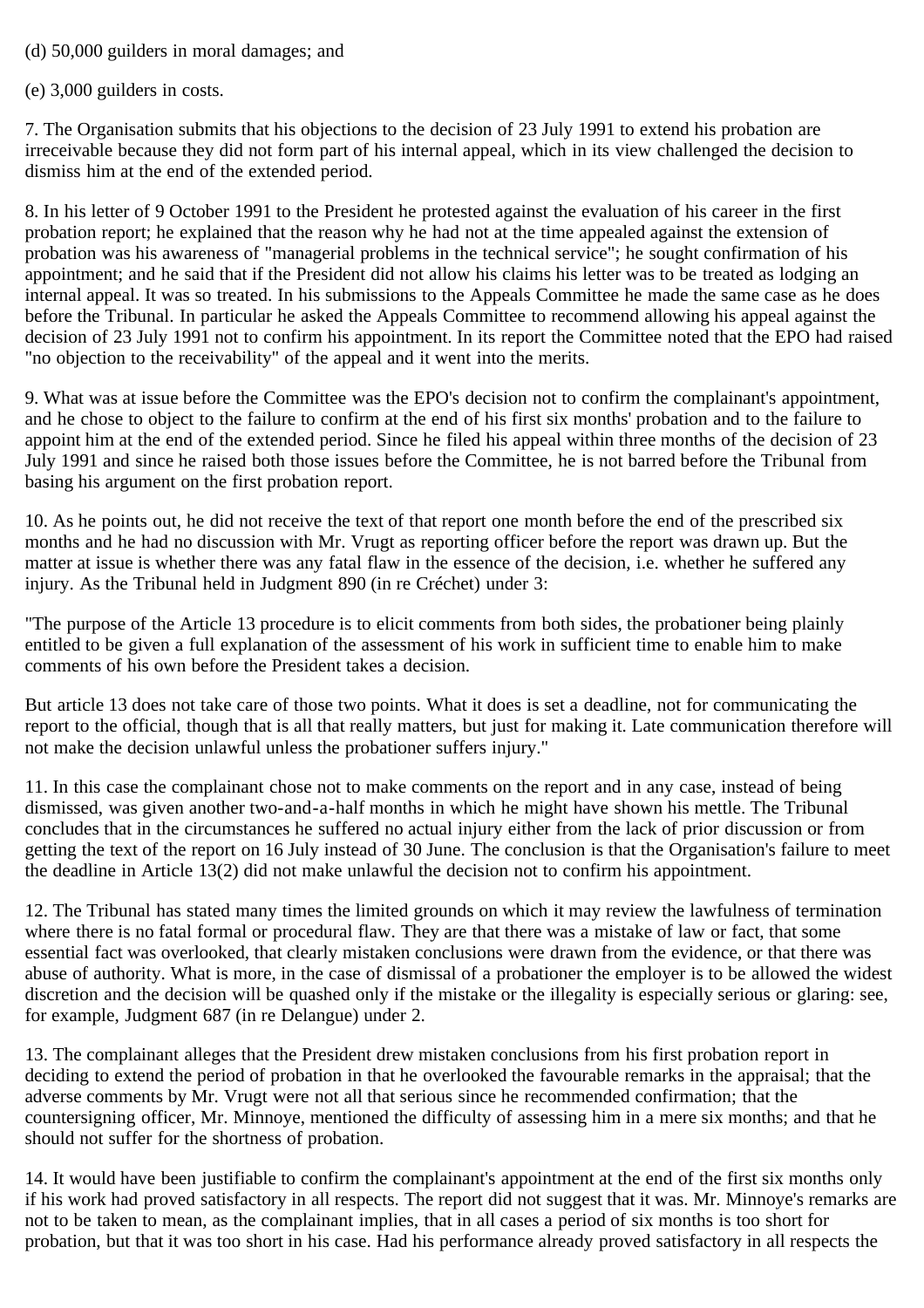(d) 50,000 guilders in moral damages; and

(e) 3,000 guilders in costs.

7. The Organisation submits that his objections to the decision of 23 July 1991 to extend his probation are irreceivable because they did not form part of his internal appeal, which in its view challenged the decision to dismiss him at the end of the extended period.

8. In his letter of 9 October 1991 to the President he protested against the evaluation of his career in the first probation report; he explained that the reason why he had not at the time appealed against the extension of probation was his awareness of "managerial problems in the technical service"; he sought confirmation of his appointment; and he said that if the President did not allow his claims his letter was to be treated as lodging an internal appeal. It was so treated. In his submissions to the Appeals Committee he made the same case as he does before the Tribunal. In particular he asked the Appeals Committee to recommend allowing his appeal against the decision of 23 July 1991 not to confirm his appointment. In its report the Committee noted that the EPO had raised "no objection to the receivability" of the appeal and it went into the merits.

9. What was at issue before the Committee was the EPO's decision not to confirm the complainant's appointment, and he chose to object to the failure to confirm at the end of his first six months' probation and to the failure to appoint him at the end of the extended period. Since he filed his appeal within three months of the decision of 23 July 1991 and since he raised both those issues before the Committee, he is not barred before the Tribunal from basing his argument on the first probation report.

10. As he points out, he did not receive the text of that report one month before the end of the prescribed six months and he had no discussion with Mr. Vrugt as reporting officer before the report was drawn up. But the matter at issue is whether there was any fatal flaw in the essence of the decision, i.e. whether he suffered any injury. As the Tribunal held in Judgment 890 (in re Créchet) under 3:

"The purpose of the Article 13 procedure is to elicit comments from both sides, the probationer being plainly entitled to be given a full explanation of the assessment of his work in sufficient time to enable him to make comments of his own before the President takes a decision.

But article 13 does not take care of those two points. What it does is set a deadline, not for communicating the report to the official, though that is all that really matters, but just for making it. Late communication therefore will not make the decision unlawful unless the probationer suffers injury."

11. In this case the complainant chose not to make comments on the report and in any case, instead of being dismissed, was given another two-and-a-half months in which he might have shown his mettle. The Tribunal concludes that in the circumstances he suffered no actual injury either from the lack of prior discussion or from getting the text of the report on 16 July instead of 30 June. The conclusion is that the Organisation's failure to meet the deadline in Article 13(2) did not make unlawful the decision not to confirm his appointment.

12. The Tribunal has stated many times the limited grounds on which it may review the lawfulness of termination where there is no fatal formal or procedural flaw. They are that there was a mistake of law or fact, that some essential fact was overlooked, that clearly mistaken conclusions were drawn from the evidence, or that there was abuse of authority. What is more, in the case of dismissal of a probationer the employer is to be allowed the widest discretion and the decision will be quashed only if the mistake or the illegality is especially serious or glaring: see, for example, Judgment 687 (in re Delangue) under 2.

13. The complainant alleges that the President drew mistaken conclusions from his first probation report in deciding to extend the period of probation in that he overlooked the favourable remarks in the appraisal; that the adverse comments by Mr. Vrugt were not all that serious since he recommended confirmation; that the countersigning officer, Mr. Minnoye, mentioned the difficulty of assessing him in a mere six months; and that he should not suffer for the shortness of probation.

14. It would have been justifiable to confirm the complainant's appointment at the end of the first six months only if his work had proved satisfactory in all respects. The report did not suggest that it was. Mr. Minnoye's remarks are not to be taken to mean, as the complainant implies, that in all cases a period of six months is too short for probation, but that it was too short in his case. Had his performance already proved satisfactory in all respects the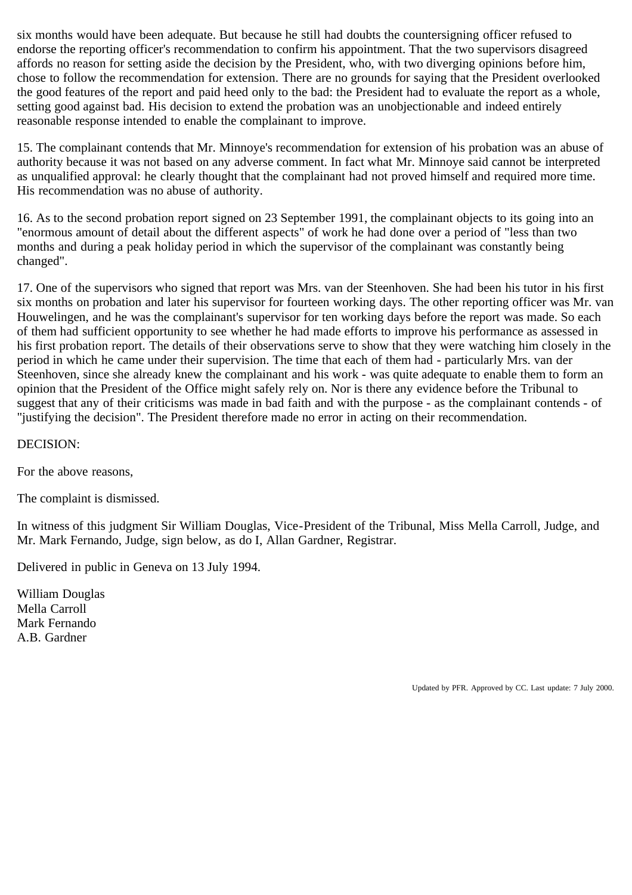six months would have been adequate. But because he still had doubts the countersigning officer refused to endorse the reporting officer's recommendation to confirm his appointment. That the two supervisors disagreed affords no reason for setting aside the decision by the President, who, with two diverging opinions before him, chose to follow the recommendation for extension. There are no grounds for saying that the President overlooked the good features of the report and paid heed only to the bad: the President had to evaluate the report as a whole, setting good against bad. His decision to extend the probation was an unobjectionable and indeed entirely reasonable response intended to enable the complainant to improve.

15. The complainant contends that Mr. Minnoye's recommendation for extension of his probation was an abuse of authority because it was not based on any adverse comment. In fact what Mr. Minnoye said cannot be interpreted as unqualified approval: he clearly thought that the complainant had not proved himself and required more time. His recommendation was no abuse of authority.

16. As to the second probation report signed on 23 September 1991, the complainant objects to its going into an "enormous amount of detail about the different aspects" of work he had done over a period of "less than two months and during a peak holiday period in which the supervisor of the complainant was constantly being changed".

17. One of the supervisors who signed that report was Mrs. van der Steenhoven. She had been his tutor in his first six months on probation and later his supervisor for fourteen working days. The other reporting officer was Mr. van Houwelingen, and he was the complainant's supervisor for ten working days before the report was made. So each of them had sufficient opportunity to see whether he had made efforts to improve his performance as assessed in his first probation report. The details of their observations serve to show that they were watching him closely in the period in which he came under their supervision. The time that each of them had - particularly Mrs. van der Steenhoven, since she already knew the complainant and his work - was quite adequate to enable them to form an opinion that the President of the Office might safely rely on. Nor is there any evidence before the Tribunal to suggest that any of their criticisms was made in bad faith and with the purpose - as the complainant contends - of "justifying the decision". The President therefore made no error in acting on their recommendation.

DECISION:

For the above reasons,

The complaint is dismissed.

In witness of this judgment Sir William Douglas, Vice-President of the Tribunal, Miss Mella Carroll, Judge, and Mr. Mark Fernando, Judge, sign below, as do I, Allan Gardner, Registrar.

Delivered in public in Geneva on 13 July 1994.

William Douglas
Mella Carroll
Mark Fernando
A.B. Gardner

Updated by PFR. Approved by CC. Last update: 7 July 2000.